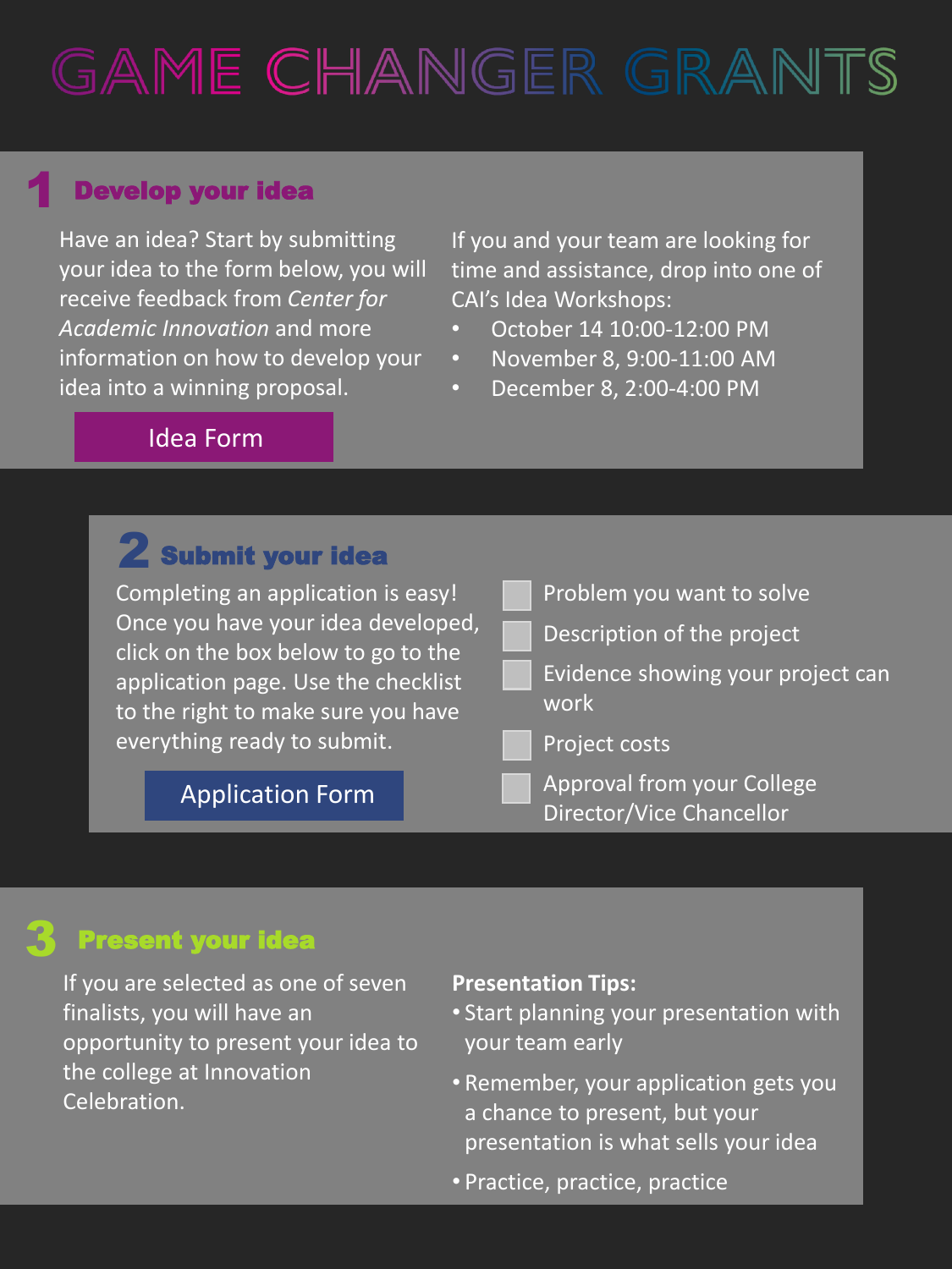# GAME CHANGER GRANTS

## 1 Develop your idea

Have an idea? Start by submitting your idea to the form below, you will receive feedback from *Center for Academic Innovation* and more information on how to develop your idea into a winning proposal.

Idea Form

If you and your team are looking for time and assistance, drop into one of CAI's Idea Workshops:

- October 14 10:00-12:00 PM
- November 8, 9:00-11:00 AM
- December 8, 2:00-4:00 PM

## 2 Submit your idea

Completing an application is easy! Once you have your idea developed, click on the box below to go to the application page. Use the checklist to the right to make sure you have everything ready to submit.

Application Form

- [ ] Problem you want to solve
- [ ] Description of the project
- [ ] Evidence showing your project can work
- [ ] Project costs
- [ ] Approval from your College Director/Vice Chancellor

## 3 Present your idea

If you are selected as one of seven finalists, you will have an opportunity to present your idea to the college at Innovation Celebration.

**Presentation Tips:**

- Start planning your presentation with your team early
- Remember, your application gets you a chance to present, but your presentation is what sells your idea
- Practice, practice, practice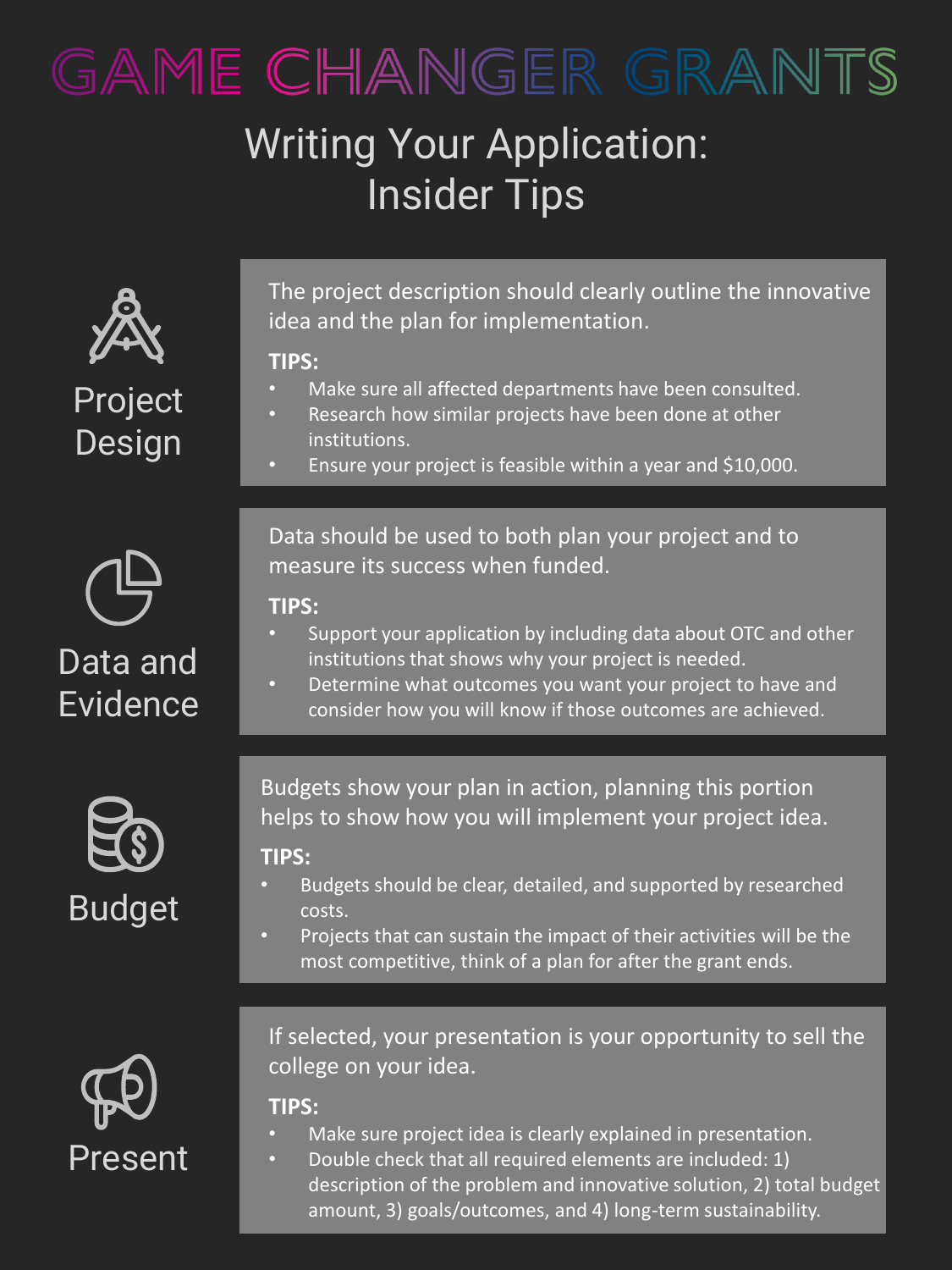# GAME CHANGER GRANTS

## Writing Your Application: Insider Tips

### Project Design

The project description should clearly outline the innovative idea and the plan for implementation.

**TIPS:**

- Make sure all affected departments have been consulted.
- Research how similar projects have been done at other institutions.
- Ensure your project is feasible within a year and $10,000.

### Data and Evidence

Data should be used to both plan your project and to measure its success when funded.

**TIPS:**

- Support your application by including data about OTC and other institutions that shows why your project is needed.
- Determine what outcomes you want your project to have and consider how you will know if those outcomes are achieved.

### Budget

Budgets show your plan in action, planning this portion helps to show how you will implement your project idea.

**TIPS:**

- Budgets should be clear, detailed, and supported by researched costs.
- Projects that can sustain the impact of their activities will be the most competitive, think of a plan for after the grant ends.

### Present

If selected, your presentation is your opportunity to sell the college on your idea.

**TIPS:**

- Make sure project idea is clearly explained in presentation.
- Double check that all required elements are included: 1) description of the problem and innovative solution, 2) total budget amount, 3) goals/outcomes, and 4) long-term sustainability.